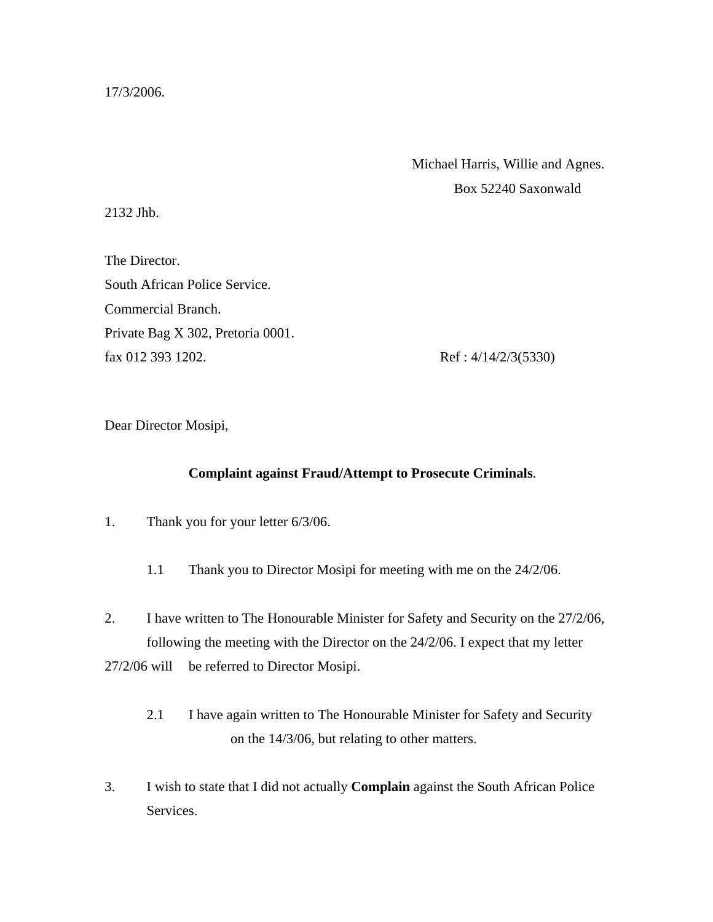17/3/2006.

Michael Harris, Willie and Agnes.
Box 52240 Saxonwald
2132 Jhb.

The Director.
South African Police Service.
Commercial Branch.
Private Bag X 302, Pretoria 0001.
fax 012 393 1202.

Ref : 4/14/2/3(5330)

Dear Director Mosipi,

**Complaint against Fraud/Attempt to Prosecute Criminals**.

1. Thank you for your letter 6/3/06.

   1.1 Thank you to Director Mosipi for meeting with me on the 24/2/06.

2. I have written to The Honourable Minister for Safety and Security on the 27/2/06, following the meeting with the Director on the 24/2/06. I expect that my letter 27/2/06 will be referred to Director Mosipi.

   2.1 I have again written to The Honourable Minister for Safety and Security on the 14/3/06, but relating to other matters.

3. I wish to state that I did not actually **Complain** against the South African Police Services.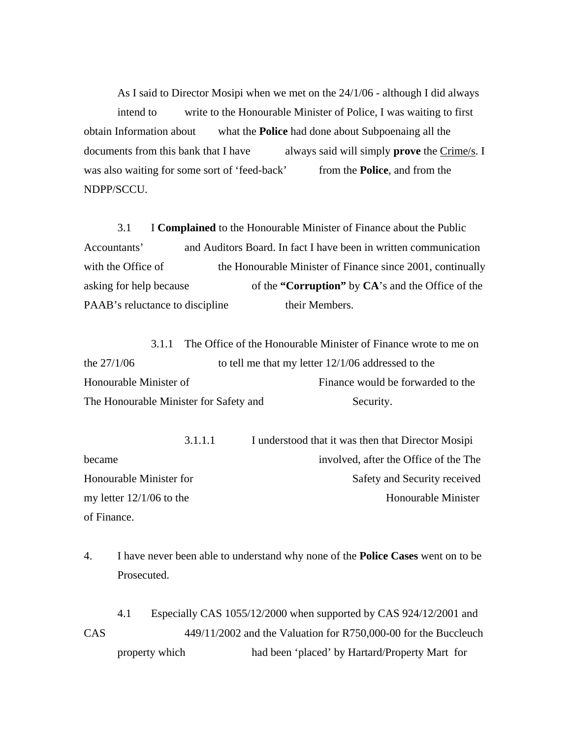As I said to Director Mosipi when we met on the 24/1/06 - although I did always intend to write to the Honourable Minister of Police, I was waiting to first obtain Information about what the **Police** had done about Subpoenaing all the documents from this bank that I have always said will simply **prove** the <u>Crime/s</u>. I was also waiting for some sort of 'feed-back' from the **Police**, and from the NDPP/SCCU.

3.1 I **Complained** to the Honourable Minister of Finance about the Public Accountants' and Auditors Board. In fact I have been in written communication with the Office of the Honourable Minister of Finance since 2001, continually asking for help because of the **"Corruption"** by **CA**'s and the Office of the PAAB's reluctance to discipline their Members.

3.1.1 The Office of the Honourable Minister of Finance wrote to me on the 27/1/06 to tell me that my letter 12/1/06 addressed to the Honourable Minister of Finance would be forwarded to the The Honourable Minister for Safety and Security.

3.1.1.1 I understood that it was then that Director Mosipi became involved, after the Office of the The Honourable Minister for Safety and Security received my letter 12/1/06 to the Honourable Minister of Finance.

4. I have never been able to understand why none of the **Police Cases** went on to be Prosecuted.

4.1 Especially CAS 1055/12/2000 when supported by CAS 924/12/2001 and CAS 449/11/2002 and the Valuation for R750,000-00 for the Buccleuch property which had been 'placed' by Hartard/Property Mart for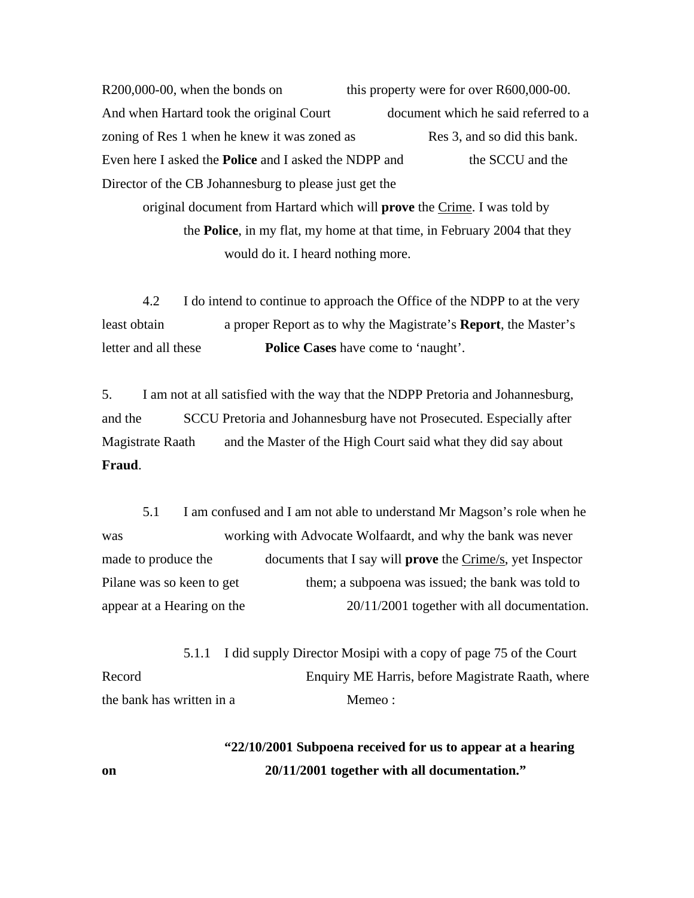R200,000-00, when the bonds on this property were for over R600,000-00. And when Hartard took the original Court document which he said referred to a zoning of Res 1 when he knew it was zoned as Res 3, and so did this bank. Even here I asked the **Police** and I asked the NDPP and the SCCU and the Director of the CB Johannesburg to please just get the original document from Hartard which will **prove** the Crime. I was told by the **Police**, in my flat, my home at that time, in February 2004 that they would do it. I heard nothing more.

4.2 I do intend to continue to approach the Office of the NDPP to at the very least obtain a proper Report as to why the Magistrate's **Report**, the Master's letter and all these **Police Cases** have come to 'naught'.

5. I am not at all satisfied with the way that the NDPP Pretoria and Johannesburg, and the SCCU Pretoria and Johannesburg have not Prosecuted. Especially after Magistrate Raath and the Master of the High Court said what they did say about **Fraud**.

5.1 I am confused and I am not able to understand Mr Magson's role when he was working with Advocate Wolfaardt, and why the bank was never made to produce the documents that I say will **prove** the Crime/s, yet Inspector Pilane was so keen to get them; a subpoena was issued; the bank was told to appear at a Hearing on the 20/11/2001 together with all documentation.

5.1.1 I did supply Director Mosipi with a copy of page 75 of the Court Record Enquiry ME Harris, before Magistrate Raath, where the bank has written in a Memeo :

**"22/10/2001 Subpoena received for us to appear at a hearing on 20/11/2001 together with all documentation."**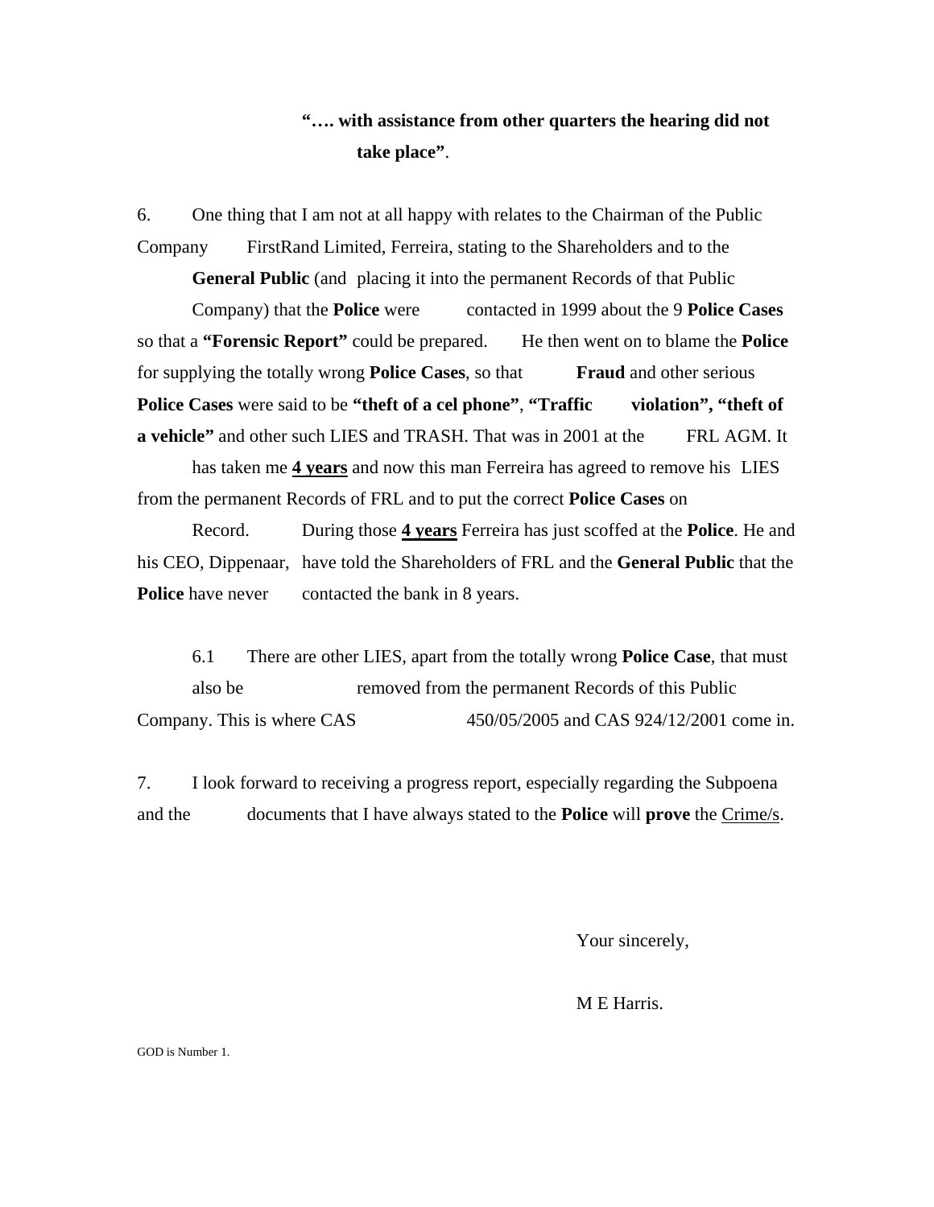**"…. with assistance from other quarters the hearing did not take place"**.

6. One thing that I am not at all happy with relates to the Chairman of the Public Company FirstRand Limited, Ferreira, stating to the Shareholders and to the **General Public** (and placing it into the permanent Records of that Public Company) that the **Police** were contacted in 1999 about the 9 **Police Cases** so that a **"Forensic Report"** could be prepared. He then went on to blame the **Police** for supplying the totally wrong **Police Cases**, so that **Fraud** and other serious **Police Cases** were said to be **"theft of a cel phone"**, **"Traffic violation", "theft of a vehicle"** and other such LIES and TRASH. That was in 2001 at the FRL AGM. It has taken me **<u>4 years</u>** and now this man Ferreira has agreed to remove his LIES from the permanent Records of FRL and to put the correct **Police Cases** on Record. During those **<u>4 years</u>** Ferreira has just scoffed at the **Police**. He and his CEO, Dippenaar, have told the Shareholders of FRL and the **General Public** that the **Police** have never contacted the bank in 8 years.

6.1 There are other LIES, apart from the totally wrong **Police Case**, that must also be removed from the permanent Records of this Public Company. This is where CAS 450/05/2005 and CAS 924/12/2001 come in.

7. I look forward to receiving a progress report, especially regarding the Subpoena and the documents that I have always stated to the **Police** will **prove** the <u>Crime/s</u>.

Your sincerely,

M E Harris.

GOD is Number 1.